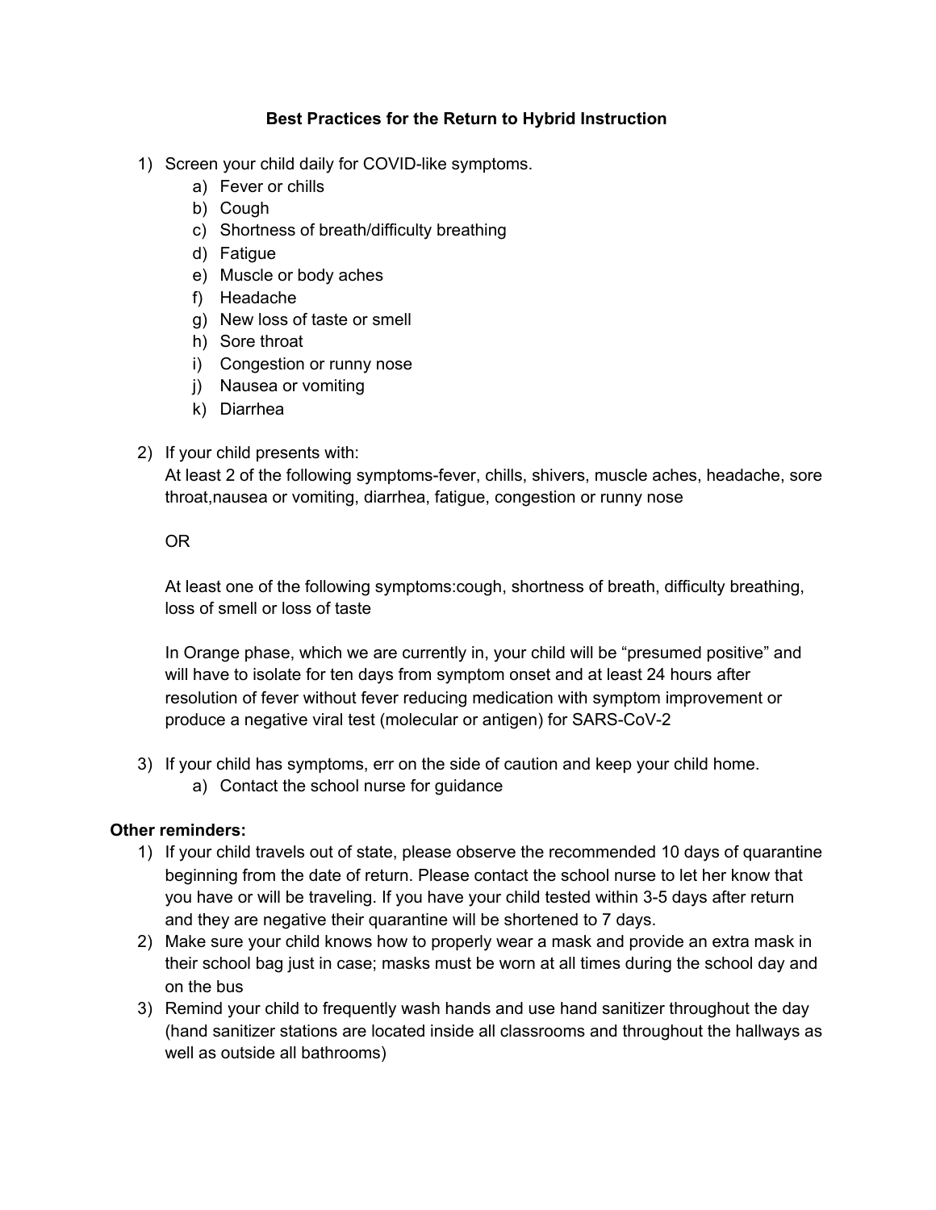# Best Practices for the Return to Hybrid Instruction

1) Screen your child daily for COVID-like symptoms.
    a) Fever or chills
    b) Cough
    c) Shortness of breath/difficulty breathing
    d) Fatigue
    e) Muscle or body aches
    f) Headache
    g) New loss of taste or smell
    h) Sore throat
    i) Congestion or runny nose
    j) Nausea or vomiting
    k) Diarrhea

2) If your child presents with:
   At least 2 of the following symptoms-fever, chills, shivers, muscle aches, headache, sore throat,nausea or vomiting, diarrhea, fatigue, congestion or runny nose

   OR

   At least one of the following symptoms:cough, shortness of breath, difficulty breathing, loss of smell or loss of taste

   In Orange phase, which we are currently in, your child will be "presumed positive" and will have to isolate for ten days from symptom onset and at least 24 hours after resolution of fever without fever reducing medication with symptom improvement or produce a negative viral test (molecular or antigen) for SARS-CoV-2

3) If your child has symptoms, err on the side of caution and keep your child home.
    a) Contact the school nurse for guidance

**Other reminders:**

1) If your child travels out of state, please observe the recommended 10 days of quarantine beginning from the date of return. Please contact the school nurse to let her know that you have or will be traveling. If you have your child tested within 3-5 days after return and they are negative their quarantine will be shortened to 7 days.
2) Make sure your child knows how to properly wear a mask and provide an extra mask in their school bag just in case; masks must be worn at all times during the school day and on the bus
3) Remind your child to frequently wash hands and use hand sanitizer throughout the day (hand sanitizer stations are located inside all classrooms and throughout the hallways as well as outside all bathrooms)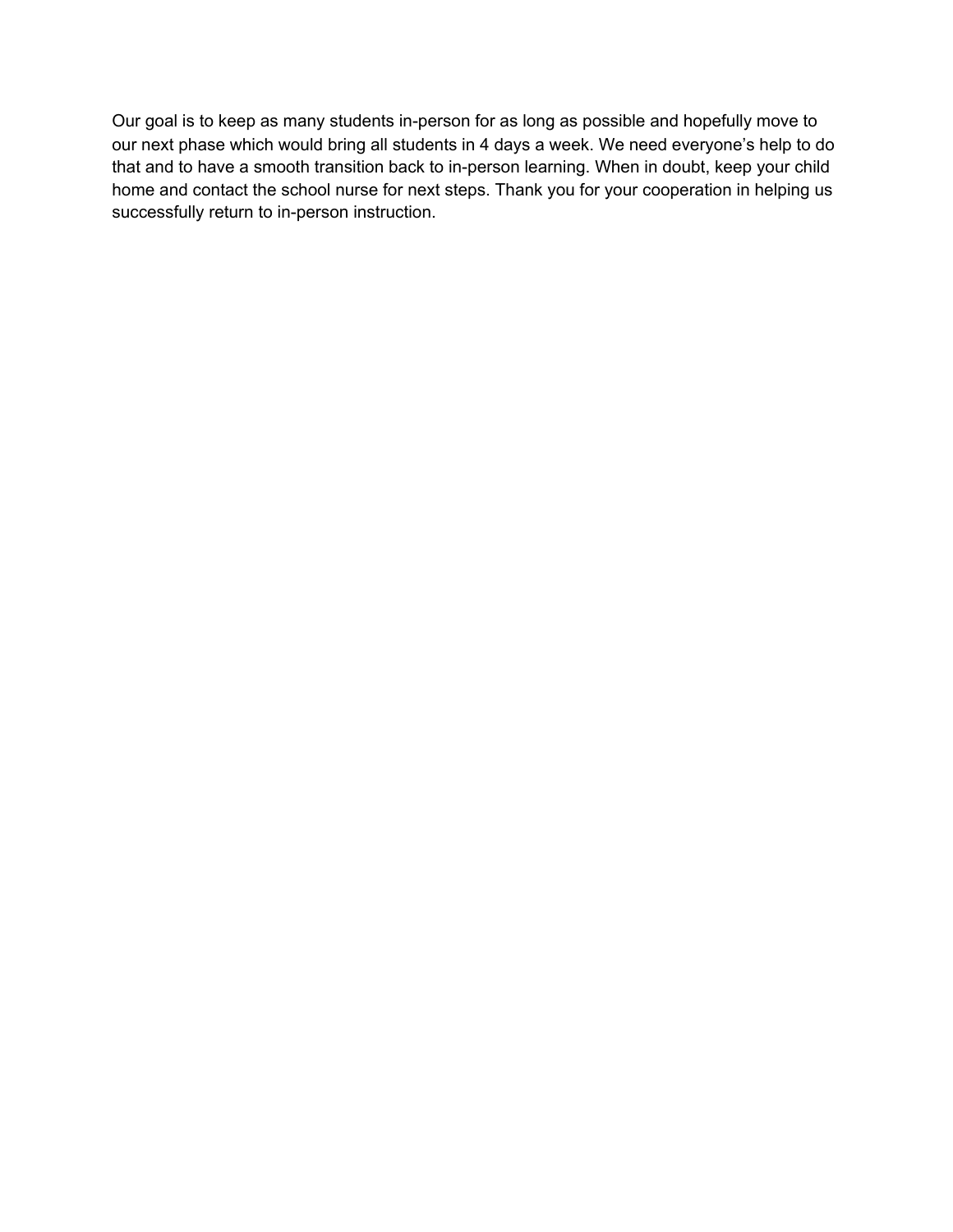Our goal is to keep as many students in-person for as long as possible and hopefully move to our next phase which would bring all students in 4 days a week. We need everyone's help to do that and to have a smooth transition back to in-person learning. When in doubt, keep your child home and contact the school nurse for next steps. Thank you for your cooperation in helping us successfully return to in-person instruction.